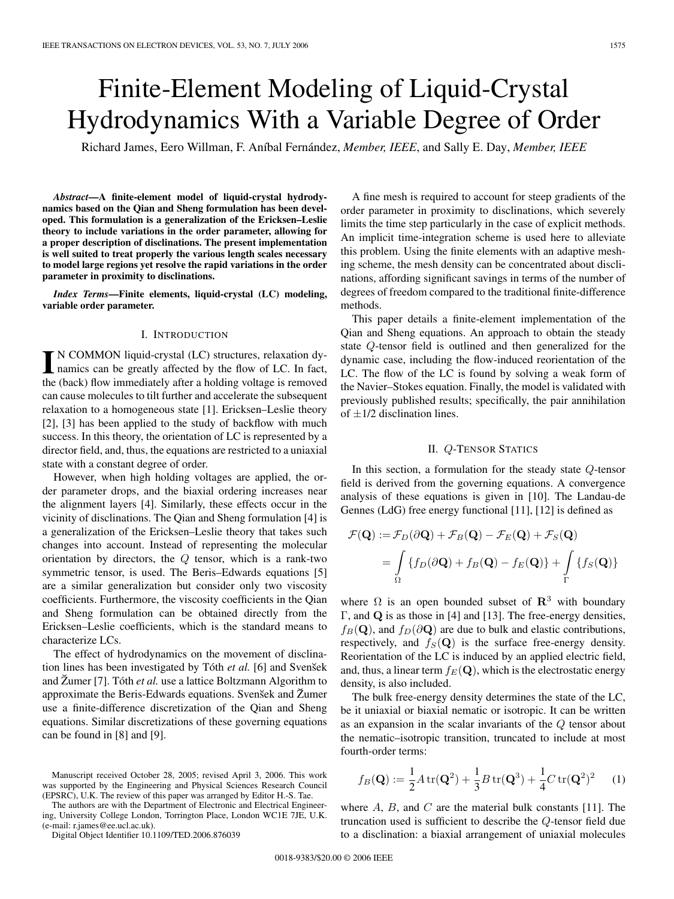# Finite-Element Modeling of Liquid-Crystal Hydrodynamics With a Variable Degree of Order

Richard James, Eero Willman, F. Aníbal Fernández, *Member, IEEE*, and Sally E. Day, *Member, IEEE*

***Abstract*—A finite-element model of liquid-crystal hydrodynamics based on the Qian and Sheng formulation has been developed. This formulation is a generalization of the Ericksen–Leslie theory to include variations in the order parameter, allowing for a proper description of disclinations. The present implementation is well suited to treat properly the various length scales necessary to model large regions yet resolve the rapid variations in the order parameter in proximity to disclinations.**

***Index Terms*—Finite elements, liquid-crystal (LC) modeling, variable order parameter.**

## I. Introduction

In common liquid-crystal (LC) structures, relaxation dynamics can be greatly affected by the flow of LC. In fact, the (back) flow immediately after a holding voltage is removed can cause molecules to tilt further and accelerate the subsequent relaxation to a homogeneous state [1]. Ericksen–Leslie theory [2], [3] has been applied to the study of backflow with much success. In this theory, the orientation of LC is represented by a director field, and, thus, the equations are restricted to a uniaxial state with a constant degree of order.

However, when high holding voltages are applied, the order parameter drops, and the biaxial ordering increases near the alignment layers [4]. Similarly, these effects occur in the vicinity of disclinations. The Qian and Sheng formulation [4] is a generalization of the Ericksen–Leslie theory that takes such changes into account. Instead of representing the molecular orientation by directors, the $Q$ tensor, which is a rank-two symmetric tensor, is used. The Beris–Edwards equations [5] are a similar generalization but consider only two viscosity coefficients. Furthermore, the viscosity coefficients in the Qian and Sheng formulation can be obtained directly from the Ericksen–Leslie coefficients, which is the standard means to characterize LCs.

The effect of hydrodynamics on the movement of disclination lines has been investigated by Tóth *et al.* [6] and Svenšek and Žumer [7]. Tóth *et al.* use a lattice Boltzmann Algorithm to approximate the Beris-Edwards equations. Svenšek and Žumer use a finite-difference discretization of the Qian and Sheng equations. Similar discretizations of these governing equations can be found in [8] and [9].

Manuscript received October 28, 2005; revised April 3, 2006. This work was supported by the Engineering and Physical Sciences Research Council (EPSRC), U.K. The review of this paper was arranged by Editor H.-S. Tae.

The authors are with the Department of Electronic and Electrical Engineering, University College London, Torrington Place, London WC1E 7JE, U.K. (e-mail: r.james@ee.ucl.ac.uk).

Digital Object Identifier 10.1109/TED.2006.876039

A fine mesh is required to account for steep gradients of the order parameter in proximity to disclinations, which severely limits the time step particularly in the case of explicit methods. An implicit time-integration scheme is used here to alleviate this problem. Using the finite elements with an adaptive meshing scheme, the mesh density can be concentrated about disclinations, affording significant savings in terms of the number of degrees of freedom compared to the traditional finite-difference methods.

This paper details a finite-element implementation of the Qian and Sheng equations. An approach to obtain the steady state $Q$-tensor field is outlined and then generalized for the dynamic case, including the flow-induced reorientation of the LC. The flow of the LC is found by solving a weak form of the Navier–Stokes equation. Finally, the model is validated with previously published results; specifically, the pair annihilation of $\pm 1/2$ disclination lines.

## II. $Q$-Tensor Statics

In this section, a formulation for the steady state $Q$-tensor field is derived from the governing equations. A convergence analysis of these equations is given in [10]. The Landau-de Gennes (LdG) free energy functional [11], [12] is defined as

$$\mathcal{F}(\mathbf{Q}) := \mathcal{F}_D(\partial \mathbf{Q}) + \mathcal{F}_B(\mathbf{Q}) - \mathcal{F}_E(\mathbf{Q}) + \mathcal{F}_S(\mathbf{Q})$$
$$= \int_\Omega \{f_D(\partial \mathbf{Q}) + f_B(\mathbf{Q}) - f_E(\mathbf{Q})\} + \int_\Gamma \{f_S(\mathbf{Q})\}$$

where $\Omega$ is an open bounded subset of $\mathbf{R}^3$ with boundary $\Gamma$, and $\mathbf{Q}$ is as those in [4] and [13]. The free-energy densities, $f_B(\mathbf{Q})$, and $f_D(\partial \mathbf{Q})$ are due to bulk and elastic contributions, respectively, and $f_S(\mathbf{Q})$ is the surface free-energy density. Reorientation of the LC is induced by an applied electric field, and, thus, a linear term $f_E(\mathbf{Q})$, which is the electrostatic energy density, is also included.

The bulk free-energy density determines the state of the LC, be it uniaxial or biaxial nematic or isotropic. It can be written as an expansion in the scalar invariants of the $Q$ tensor about the nematic–isotropic transition, truncated to include at most fourth-order terms:

$$f_B(\mathbf{Q}) := \frac{1}{2} A \operatorname{tr}(\mathbf{Q}^2) + \frac{1}{3} B \operatorname{tr}(\mathbf{Q}^3) + \frac{1}{4} C \operatorname{tr}(\mathbf{Q}^2)^2 \qquad (1)$$

where $A$, $B$, and $C$ are the material bulk constants [11]. The truncation used is sufficient to describe the $Q$-tensor field due to a disclination: a biaxial arrangement of uniaxial molecules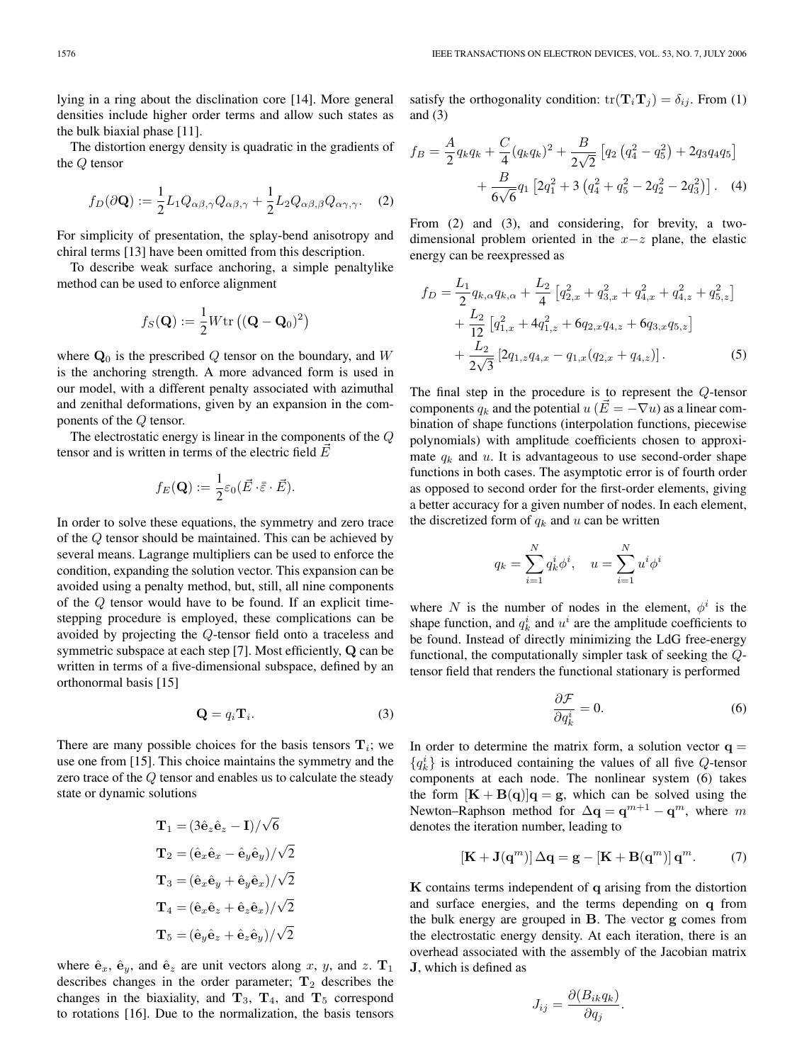lying in a ring about the disclination core [14]. More general densities include higher order terms and allow such states as the bulk biaxial phase [11].

The distortion energy density is quadratic in the gradients of the $Q$ tensor

$$f_D(\partial \mathbf{Q}) := \frac{1}{2} L_1 Q_{\alpha\beta,\gamma} Q_{\alpha\beta,\gamma} + \frac{1}{2} L_2 Q_{\alpha\beta,\beta} Q_{\alpha\gamma,\gamma}. \quad (2)$$

For simplicity of presentation, the splay-bend anisotropy and chiral terms [13] have been omitted from this description.

To describe weak surface anchoring, a simple penaltylike method can be used to enforce alignment

$$f_S(\mathbf{Q}) := \frac{1}{2} W \operatorname{tr}\left((\mathbf{Q} - \mathbf{Q}_0)^2\right)$$

where $\mathbf{Q}_0$ is the prescribed $Q$ tensor on the boundary, and $W$ is the anchoring strength. A more advanced form is used in our model, with a different penalty associated with azimuthal and zenithal deformations, given by an expansion in the components of the $Q$ tensor.

The electrostatic energy is linear in the components of the $Q$ tensor and is written in terms of the electric field $\vec{E}$

$$f_E(\mathbf{Q}) := \frac{1}{2} \varepsilon_0 (\vec{E} \cdot \bar{\bar{\varepsilon}} \cdot \vec{E}).$$

In order to solve these equations, the symmetry and zero trace of the $Q$ tensor should be maintained. This can be achieved by several means. Lagrange multipliers can be used to enforce the condition, expanding the solution vector. This expansion can be avoided using a penalty method, but, still, all nine components of the $Q$ tensor would have to be found. If an explicit time-stepping procedure is employed, these complications can be avoided by projecting the $Q$-tensor field onto a traceless and symmetric subspace at each step [7]. Most efficiently, $\mathbf{Q}$ can be written in terms of a five-dimensional subspace, defined by an orthonormal basis [15]

$$\mathbf{Q} = q_i \mathbf{T}_i. \quad (3)$$

There are many possible choices for the basis tensors $\mathbf{T}_i$; we use one from [15]. This choice maintains the symmetry and the zero trace of the $Q$ tensor and enables us to calculate the steady state or dynamic solutions

$$\begin{aligned}
\mathbf{T}_1 &= (3\hat{\mathbf{e}}_z \hat{\mathbf{e}}_z - \mathbf{I})/\sqrt{6} \\
\mathbf{T}_2 &= (\hat{\mathbf{e}}_x \hat{\mathbf{e}}_x - \hat{\mathbf{e}}_y \hat{\mathbf{e}}_y)/\sqrt{2} \\
\mathbf{T}_3 &= (\hat{\mathbf{e}}_x \hat{\mathbf{e}}_y + \hat{\mathbf{e}}_y \hat{\mathbf{e}}_x)/\sqrt{2} \\
\mathbf{T}_4 &= (\hat{\mathbf{e}}_x \hat{\mathbf{e}}_z + \hat{\mathbf{e}}_z \hat{\mathbf{e}}_x)/\sqrt{2} \\
\mathbf{T}_5 &= (\hat{\mathbf{e}}_y \hat{\mathbf{e}}_z + \hat{\mathbf{e}}_z \hat{\mathbf{e}}_y)/\sqrt{2}
\end{aligned}$$

where $\hat{\mathbf{e}}_x$, $\hat{\mathbf{e}}_y$, and $\hat{\mathbf{e}}_z$ are unit vectors along $x$, $y$, and $z$. $\mathbf{T}_1$ describes changes in the order parameter; $\mathbf{T}_2$ describes the changes in the biaxiality, and $\mathbf{T}_3$, $\mathbf{T}_4$, and $\mathbf{T}_5$ correspond to rotations [16]. Due to the normalization, the basis tensors satisfy the orthogonality condition: $\operatorname{tr}(\mathbf{T}_i \mathbf{T}_j) = \delta_{ij}$. From (1) and (3)

$$\begin{aligned}
f_B = \frac{A}{2} q_k q_k + \frac{C}{4} (q_k q_k)^2 + \frac{B}{2\sqrt{2}} \left[ q_2 \left( q_4^2 - q_5^2 \right) + 2 q_3 q_4 q_5 \right] \\
+ \frac{B}{6\sqrt{6}} q_1 \left[ 2q_1^2 + 3\left( q_4^2 + q_5^2 - 2q_2^2 - 2q_3^2 \right) \right]. \quad (4)
\end{aligned}$$

From (2) and (3), and considering, for brevity, a two-dimensional problem oriented in the $x$–$z$ plane, the elastic energy can be reexpressed as

$$\begin{aligned}
f_D = \frac{L_1}{2} q_{k,\alpha} q_{k,\alpha} + \frac{L_2}{4} \left[ q_{2,x}^2 + q_{3,x}^2 + q_{4,x}^2 + q_{4,z}^2 + q_{5,z}^2 \right] \\
+ \frac{L_2}{12} \left[ q_{1,x}^2 + 4q_{1,z}^2 + 6q_{2,x} q_{4,z} + 6q_{3,x} q_{5,z} \right] \\
+ \frac{L_2}{2\sqrt{3}} \left[ 2q_{1,z} q_{4,x} - q_{1,x}(q_{2,x} + q_{4,z}) \right]. \quad (5)
\end{aligned}$$

The final step in the procedure is to represent the $Q$-tensor components $q_k$ and the potential $u$ ($\vec{E} = -\nabla u$) as a linear combination of shape functions (interpolation functions, piecewise polynomials) with amplitude coefficients chosen to approximate $q_k$ and $u$. It is advantageous to use second-order shape functions in both cases. The asymptotic error is of fourth order as opposed to second order for the first-order elements, giving a better accuracy for a given number of nodes. In each element, the discretized form of $q_k$ and $u$ can be written

$$q_k = \sum_{i=1}^{N} q_k^i \phi^i, \quad u = \sum_{i=1}^{N} u^i \phi^i$$

where $N$ is the number of nodes in the element, $\phi^i$ is the shape function, and $q_k^i$ and $u^i$ are the amplitude coefficients to be found. Instead of directly minimizing the LdG free-energy functional, the computationally simpler task of seeking the $Q$-tensor field that renders the functional stationary is performed

$$\frac{\partial \mathcal{F}}{\partial q_k^i} = 0. \quad (6)$$

In order to determine the matrix form, a solution vector $\mathbf{q} = \{q_k^i\}$ is introduced containing the values of all five $Q$-tensor components at each node. The nonlinear system (6) takes the form $[\mathbf{K} + \mathbf{B}(\mathbf{q})]\mathbf{q} = \mathbf{g}$, which can be solved using the Newton–Raphson method for $\Delta\mathbf{q} = \mathbf{q}^{m+1} - \mathbf{q}^m$, where $m$ denotes the iteration number, leading to

$$[\mathbf{K} + \mathbf{J}(\mathbf{q}^m)]\, \Delta\mathbf{q} = \mathbf{g} - [\mathbf{K} + \mathbf{B}(\mathbf{q}^m)]\, \mathbf{q}^m. \quad (7)$$

$\mathbf{K}$ contains terms independent of $\mathbf{q}$ arising from the distortion and surface energies, and the terms depending on $\mathbf{q}$ from the bulk energy are grouped in $\mathbf{B}$. The vector $\mathbf{g}$ comes from the electrostatic energy density. At each iteration, there is an overhead associated with the assembly of the Jacobian matrix $\mathbf{J}$, which is defined as

$$J_{ij} = \frac{\partial (B_{ik} q_k)}{\partial q_j}.$$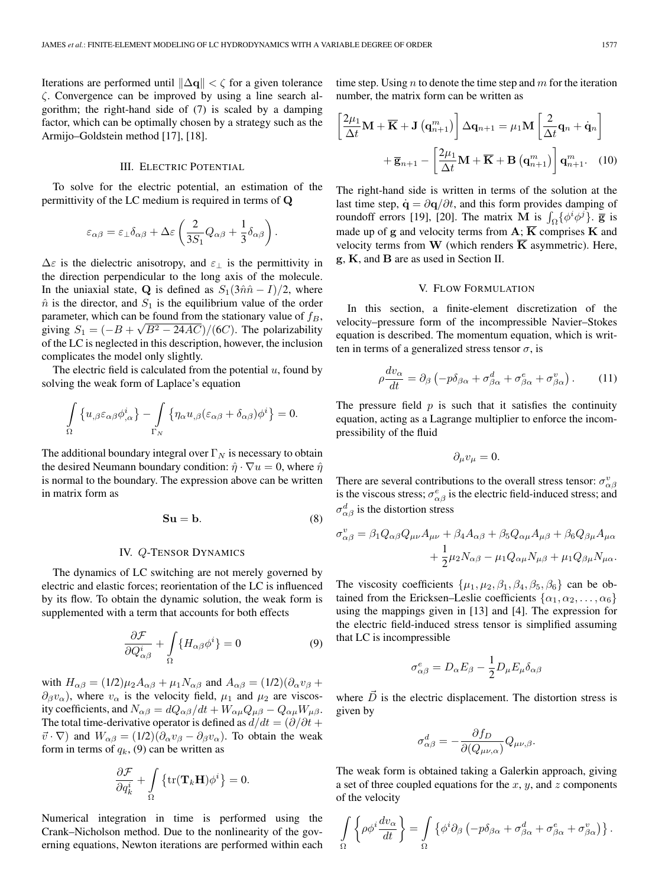Iterations are performed until $\|\Delta \mathbf{q}\| < \zeta$ for a given tolerance $\zeta$. Convergence can be improved by using a line search algorithm; the right-hand side of (7) is scaled by a damping factor, which can be optimally chosen by a strategy such as the Armijo–Goldstein method [17], [18].

## III. Electric Potential

To solve for the electric potential, an estimation of the permittivity of the LC medium is required in terms of $\mathbf{Q}$

$$\varepsilon_{\alpha\beta} = \varepsilon_{\perp}\delta_{\alpha\beta} + \Delta\varepsilon\left(\frac{2}{3S_1}Q_{\alpha\beta} + \frac{1}{3}\delta_{\alpha\beta}\right).$$

$\Delta\varepsilon$ is the dielectric anisotropy, and $\varepsilon_{\perp}$ is the permittivity in the direction perpendicular to the long axis of the molecule. In the uniaxial state, $\mathbf{Q}$ is defined as $S_1(3\hat{n}\hat{n} - I)/2$, where $\hat{n}$ is the director, and $S_1$ is the equilibrium value of the order parameter, which can be found from the stationary value of $f_B$, giving $S_1 = (-B + \sqrt{B^2 - 24AC})/(6C)$. The polarizability of the LC is neglected in this description, however, the inclusion complicates the model only slightly.

The electric field is calculated from the potential $u$, found by solving the weak form of Laplace's equation

$$\int\limits_{\Omega}\left\{u_{,\beta}\varepsilon_{\alpha\beta}\phi^i_{,\alpha}\right\} - \int\limits_{\Gamma_N}\left\{\eta_\alpha u_{,\beta}(\varepsilon_{\alpha\beta} + \delta_{\alpha\beta})\phi^i\right\} = 0.$$

The additional boundary integral over $\Gamma_N$ is necessary to obtain the desired Neumann boundary condition: $\hat{\eta}\cdot\nabla u = 0$, where $\hat{\eta}$ is normal to the boundary. The expression above can be written in matrix form as

$$\mathbf{S}\mathbf{u} = \mathbf{b}. \tag{8}$$

## IV. $Q$-Tensor Dynamics

The dynamics of LC switching are not merely governed by electric and elastic forces; reorientation of the LC is influenced by its flow. To obtain the dynamic solution, the weak form is supplemented with a term that accounts for both effects

$$\frac{\partial \mathcal{F}}{\partial Q^i_{\alpha\beta}} + \int\limits_{\Omega}\{H_{\alpha\beta}\phi^i\} = 0 \tag{9}$$

with $H_{\alpha\beta} = (1/2)\mu_2 A_{\alpha\beta} + \mu_1 N_{\alpha\beta}$ and $A_{\alpha\beta} = (1/2)(\partial_\alpha v_\beta + \partial_\beta v_\alpha)$, where $v_\alpha$ is the velocity field, $\mu_1$ and $\mu_2$ are viscosity coefficients, and $N_{\alpha\beta} = dQ_{\alpha\beta}/dt + W_{\alpha\mu}Q_{\mu\beta} - Q_{\alpha\mu}W_{\mu\beta}$. The total time-derivative operator is defined as $d/dt = (\partial/\partial t + \vec{v}\cdot\nabla)$ and $W_{\alpha\beta} = (1/2)(\partial_\alpha v_\beta - \partial_\beta v_\alpha)$. To obtain the weak form in terms of $q_k$, (9) can be written as

$$\frac{\partial \mathcal{F}}{\partial q^i_k} + \int\limits_{\Omega}\left\{\mathrm{tr}(\mathbf{T}_k\mathbf{H})\phi^i\right\} = 0.$$

Numerical integration in time is performed using the Crank–Nicholson method. Due to the nonlinearity of the governing equations, Newton iterations are performed within each time step. Using $n$ to denote the time step and $m$ for the iteration number, the matrix form can be written as

$$\left[\frac{2\mu_1}{\Delta t}\mathbf{M} + \overline{\mathbf{K}} + \mathbf{J}\left(\mathbf{q}^m_{n+1}\right)\right]\Delta\mathbf{q}_{n+1} = \mu_1\mathbf{M}\left[\frac{2}{\Delta t}\mathbf{q}_n + \dot{\mathbf{q}}_n\right] + \overline{\mathbf{g}}_{n+1} - \left[\frac{2\mu_1}{\Delta t}\mathbf{M} + \overline{\mathbf{K}} + \mathbf{B}\left(\mathbf{q}^m_{n+1}\right)\right]\mathbf{q}^m_{n+1}. \tag{10}$$

The right-hand side is written in terms of the solution at the last time step, $\dot{\mathbf{q}} = \partial\mathbf{q}/\partial t$, and this form provides damping of roundoff errors [19], [20]. The matrix $\mathbf{M}$ is $\int_\Omega\{\phi^i\phi^j\}$. $\overline{\mathbf{g}}$ is made up of $\mathbf{g}$ and velocity terms from $\mathbf{A}$; $\overline{\mathbf{K}}$ comprises $\mathbf{K}$ and velocity terms from $\mathbf{W}$ (which renders $\overline{\mathbf{K}}$ asymmetric). Here, $\mathbf{g}$, $\mathbf{K}$, and $\mathbf{B}$ are as used in Section II.

## V. Flow Formulation

In this section, a finite-element discretization of the velocity–pressure form of the incompressible Navier–Stokes equation is described. The momentum equation, which is written in terms of a generalized stress tensor $\sigma$, is

$$\rho\frac{dv_\alpha}{dt} = \partial_\beta\left(-p\delta_{\beta\alpha} + \sigma^d_{\beta\alpha} + \sigma^e_{\beta\alpha} + \sigma^v_{\beta\alpha}\right). \tag{11}$$

The pressure field $p$ is such that it satisfies the continuity equation, acting as a Lagrange multiplier to enforce the incompressibility of the fluid

$$\partial_\mu v_\mu = 0.$$

There are several contributions to the overall stress tensor: $\sigma^v_{\alpha\beta}$ is the viscous stress; $\sigma^e_{\alpha\beta}$ is the electric field-induced stress; and $\sigma^d_{\alpha\beta}$ is the distortion stress

$$\sigma^v_{\alpha\beta} = \beta_1 Q_{\alpha\beta}Q_{\mu\nu}A_{\mu\nu} + \beta_4 A_{\alpha\beta} + \beta_5 Q_{\alpha\mu}A_{\mu\beta} + \beta_6 Q_{\beta\mu}A_{\mu\alpha} + \frac{1}{2}\mu_2 N_{\alpha\beta} - \mu_1 Q_{\alpha\mu}N_{\mu\beta} + \mu_1 Q_{\beta\mu}N_{\mu\alpha}.$$

The viscosity coefficients $\{\mu_1, \mu_2, \beta_1, \beta_4, \beta_5, \beta_6\}$ can be obtained from the Ericksen–Leslie coefficients $\{\alpha_1, \alpha_2, \ldots, \alpha_6\}$ using the mappings given in [13] and [4]. The expression for the electric field-induced stress tensor is simplified assuming that LC is incompressible

$$\sigma^e_{\alpha\beta} = D_\alpha E_\beta - \frac{1}{2}D_\mu E_\mu\delta_{\alpha\beta}$$

where $\vec{D}$ is the electric displacement. The distortion stress is given by

$$\sigma^d_{\alpha\beta} = -\frac{\partial f_D}{\partial(Q_{\mu\nu,\alpha})}Q_{\mu\nu,\beta}.$$

The weak form is obtained taking a Galerkin approach, giving a set of three coupled equations for the $x$, $y$, and $z$ components of the velocity

$$\int\limits_{\Omega}\left\{\rho\phi^i\frac{dv_\alpha}{dt}\right\} = \int\limits_{\Omega}\left\{\phi^i\partial_\beta\left(-p\delta_{\beta\alpha} + \sigma^d_{\beta\alpha} + \sigma^e_{\beta\alpha} + \sigma^v_{\beta\alpha}\right)\right\}.$$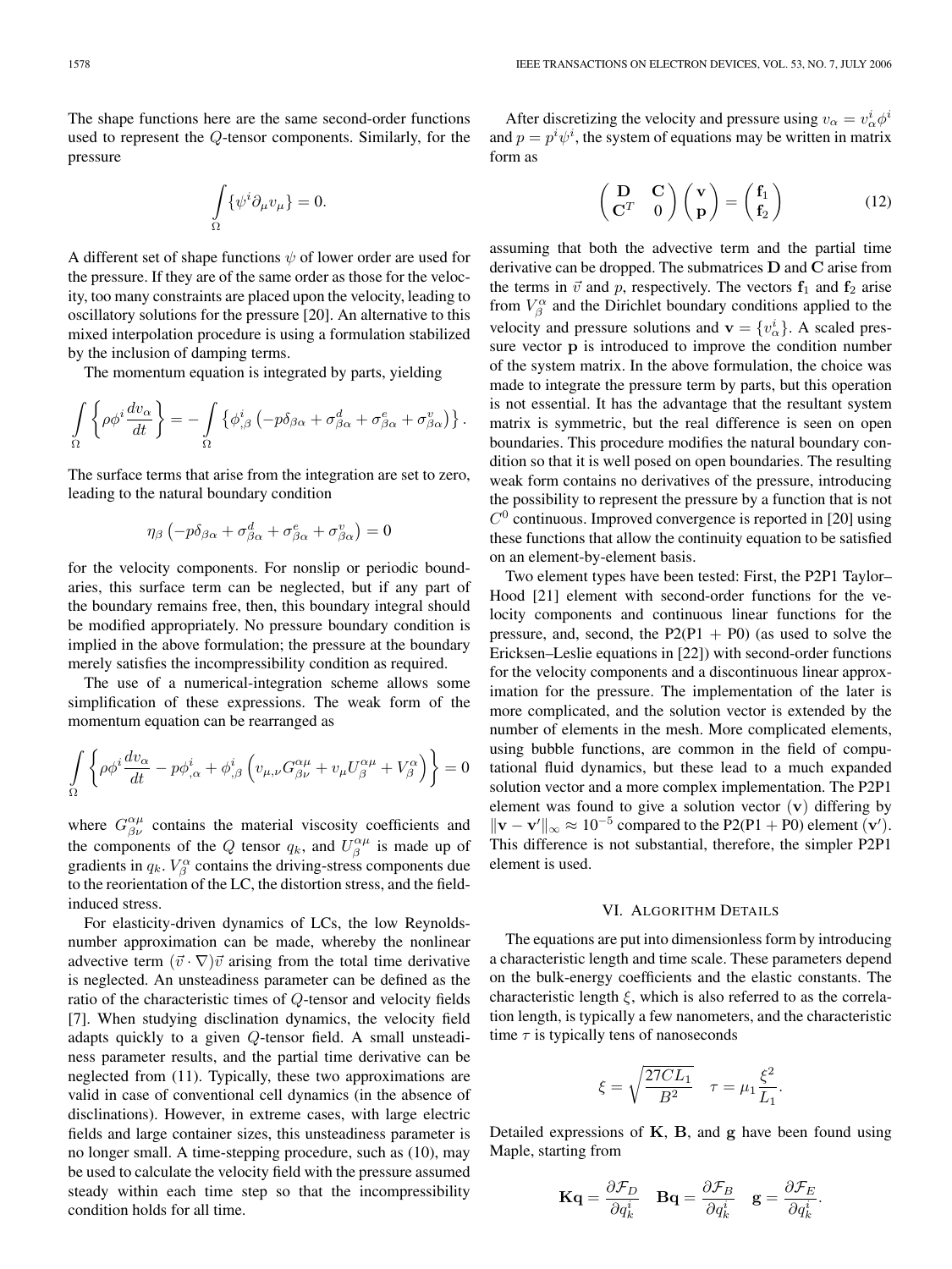The shape functions here are the same second-order functions used to represent the $Q$-tensor components. Similarly, for the pressure

$$\int_{\Omega} \{\psi^i \partial_\mu v_\mu\} = 0.$$

A different set of shape functions $\psi$ of lower order are used for the pressure. If they are of the same order as those for the velocity, too many constraints are placed upon the velocity, leading to oscillatory solutions for the pressure [20]. An alternative to this mixed interpolation procedure is using a formulation stabilized by the inclusion of damping terms.

The momentum equation is integrated by parts, yielding

$$\int_{\Omega} \left\{ \rho \phi^i \frac{dv_\alpha}{dt} \right\} = - \int_{\Omega} \left\{ \phi^i_{,\beta} \left( -p\delta_{\beta\alpha} + \sigma^d_{\beta\alpha} + \sigma^e_{\beta\alpha} + \sigma^v_{\beta\alpha} \right) \right\}.$$

The surface terms that arise from the integration are set to zero, leading to the natural boundary condition

$$\eta_\beta \left( -p\delta_{\beta\alpha} + \sigma^d_{\beta\alpha} + \sigma^e_{\beta\alpha} + \sigma^v_{\beta\alpha} \right) = 0$$

for the velocity components. For nonslip or periodic boundaries, this surface term can be neglected, but if any part of the boundary remains free, then, this boundary integral should be modified appropriately. No pressure boundary condition is implied in the above formulation; the pressure at the boundary merely satisfies the incompressibility condition as required.

The use of a numerical-integration scheme allows some simplification of these expressions. The weak form of the momentum equation can be rearranged as

$$\int_{\Omega} \left\{ \rho \phi^i \frac{dv_\alpha}{dt} - p\phi^i_{,\alpha} + \phi^i_{,\beta} \left( v_{\mu,\nu} G^{\alpha\mu}_{\beta\nu} + v_\mu U^{\alpha\mu}_\beta + V^\alpha_\beta \right) \right\} = 0$$

where $G^{\alpha\mu}_{\beta\nu}$ contains the material viscosity coefficients and the components of the $Q$ tensor $q_k$, and $U^{\alpha\mu}_\beta$ is made up of gradients in $q_k$. $V^\alpha_\beta$ contains the driving-stress components due to the reorientation of the LC, the distortion stress, and the field-induced stress.

For elasticity-driven dynamics of LCs, the low Reynolds-number approximation can be made, whereby the nonlinear advective term $(\vec{v} \cdot \nabla)\vec{v}$ arising from the total time derivative is neglected. An unsteadiness parameter can be defined as the ratio of the characteristic times of $Q$-tensor and velocity fields [7]. When studying disclination dynamics, the velocity field adapts quickly to a given $Q$-tensor field. A small unsteadiness parameter results, and the partial time derivative can be neglected from (11). Typically, these two approximations are valid in case of conventional cell dynamics (in the absence of disclinations). However, in extreme cases, with large electric fields and large container sizes, this unsteadiness parameter is no longer small. A time-stepping procedure, such as (10), may be used to calculate the velocity field with the pressure assumed steady within each time step so that the incompressibility condition holds for all time.

After discretizing the velocity and pressure using $v_\alpha = v^i_\alpha \phi^i$ and $p = p^i \psi^i$, the system of equations may be written in matrix form as

$$\begin{pmatrix} \mathbf{D} & \mathbf{C} \\ \mathbf{C}^T & 0 \end{pmatrix} \begin{pmatrix} \mathbf{v} \\ \mathbf{p} \end{pmatrix} = \begin{pmatrix} \mathbf{f}_1 \\ \mathbf{f}_2 \end{pmatrix} \tag{12}$$

assuming that both the advective term and the partial time derivative can be dropped. The submatrices $\mathbf{D}$ and $\mathbf{C}$ arise from the terms in $\vec{v}$ and $p$, respectively. The vectors $\mathbf{f}_1$ and $\mathbf{f}_2$ arise from $V^\alpha_\beta$ and the Dirichlet boundary conditions applied to the velocity and pressure solutions and $\mathbf{v} = \{v^i_\alpha\}$. A scaled pressure vector $\mathbf{p}$ is introduced to improve the condition number of the system matrix. In the above formulation, the choice was made to integrate the pressure term by parts, but this operation is not essential. It has the advantage that the resultant system matrix is symmetric, but the real difference is seen on open boundaries. This procedure modifies the natural boundary condition so that it is well posed on open boundaries. The resulting weak form contains no derivatives of the pressure, introducing the possibility to represent the pressure by a function that is not $C^0$ continuous. Improved convergence is reported in [20] using these functions that allow the continuity equation to be satisfied on an element-by-element basis.

Two element types have been tested: First, the P2P1 Taylor–Hood [21] element with second-order functions for the velocity components and continuous linear functions for the pressure, and, second, the P2(P1 + P0) (as used to solve the Ericksen–Leslie equations in [22]) with second-order functions for the velocity components and a discontinuous linear approximation for the pressure. The implementation of the later is more complicated, and the solution vector is extended by the number of elements in the mesh. More complicated elements, using bubble functions, are common in the field of computational fluid dynamics, but these lead to a much expanded solution vector and a more complex implementation. The P2P1 element was found to give a solution vector $(\mathbf{v})$ differing by $\|\mathbf{v} - \mathbf{v}'\|_\infty \approx 10^{-5}$ compared to the P2(P1 + P0) element $(\mathbf{v}')$. This difference is not substantial, therefore, the simpler P2P1 element is used.

## VI. Algorithm Details

The equations are put into dimensionless form by introducing a characteristic length and time scale. These parameters depend on the bulk-energy coefficients and the elastic constants. The characteristic length $\xi$, which is also referred to as the correlation length, is typically a few nanometers, and the characteristic time $\tau$ is typically tens of nanoseconds

$$\xi = \sqrt{\frac{27CL_1}{B^2}} \quad \tau = \mu_1 \frac{\xi^2}{L_1}.$$

Detailed expressions of $\mathbf{K}$, $\mathbf{B}$, and $\mathbf{g}$ have been found using Maple, starting from

$$\mathbf{Kq} = \frac{\partial \mathcal{F}_D}{\partial q^i_k} \quad \mathbf{Bq} = \frac{\partial \mathcal{F}_B}{\partial q^i_k} \quad \mathbf{g} = \frac{\partial \mathcal{F}_E}{\partial q^i_k}.$$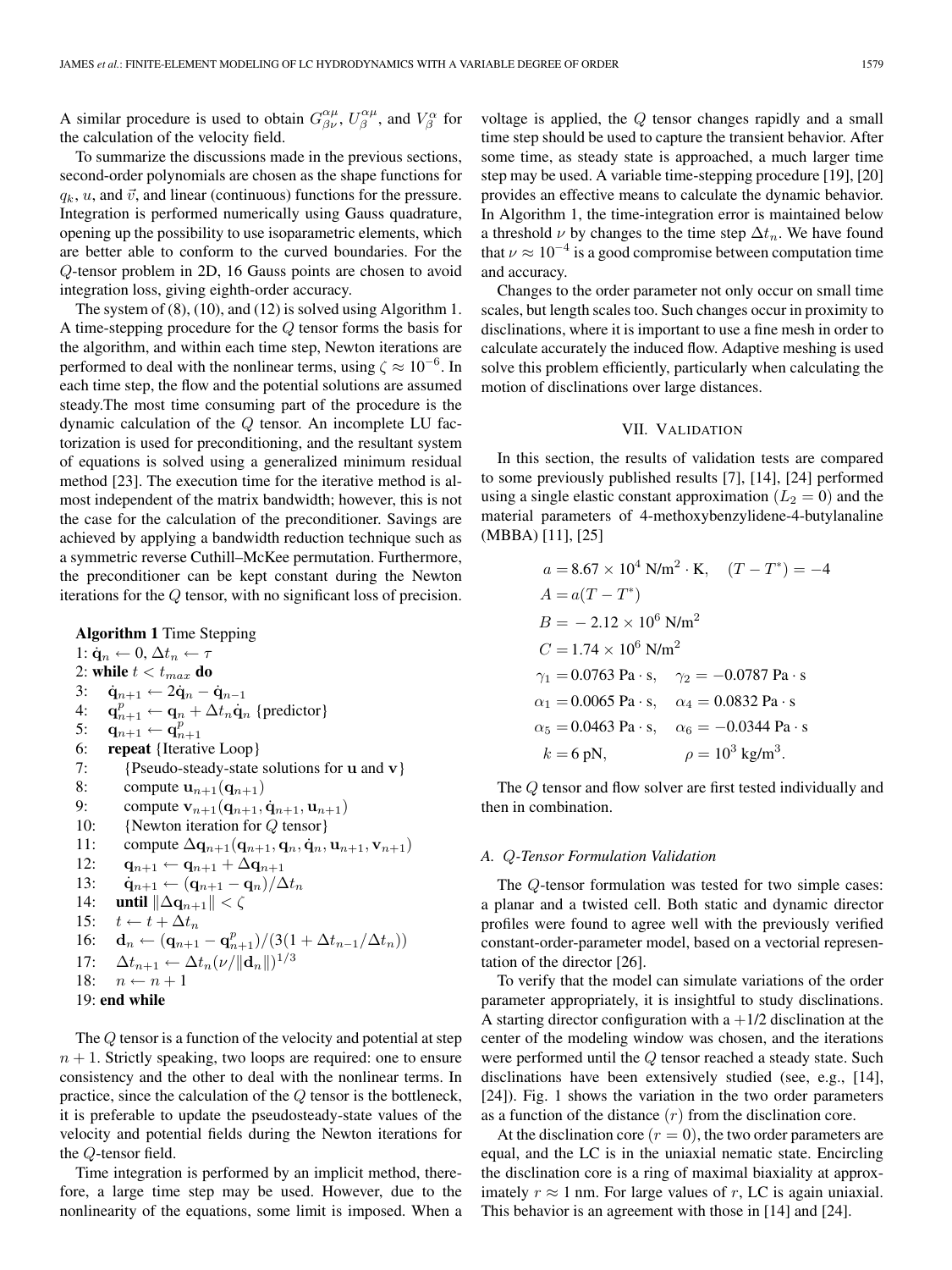A similar procedure is used to obtain $G^{\alpha\mu}_{\beta\nu}$, $U^{\alpha\mu}_{\beta}$, and $V^{\alpha}_{\beta}$ for the calculation of the velocity field.

To summarize the discussions made in the previous sections, second-order polynomials are chosen as the shape functions for $q_k$, $u$, and $\vec{v}$, and linear (continuous) functions for the pressure. Integration is performed numerically using Gauss quadrature, opening up the possibility to use isoparametric elements, which are better able to conform to the curved boundaries. For the $Q$-tensor problem in 2D, 16 Gauss points are chosen to avoid integration loss, giving eighth-order accuracy.

The system of (8), (10), and (12) is solved using Algorithm 1. A time-stepping procedure for the $Q$ tensor forms the basis for the algorithm, and within each time step, Newton iterations are performed to deal with the nonlinear terms, using $\zeta \approx 10^{-6}$. In each time step, the flow and the potential solutions are assumed steady.The most time consuming part of the procedure is the dynamic calculation of the $Q$ tensor. An incomplete LU factorization is used for preconditioning, and the resultant system of equations is solved using a generalized minimum residual method [23]. The execution time for the iterative method is almost independent of the matrix bandwidth; however, this is not the case for the calculation of the preconditioner. Savings are achieved by applying a bandwidth reduction technique such as a symmetric reverse Cuthill–McKee permutation. Furthermore, the preconditioner can be kept constant during the Newton iterations for the $Q$ tensor, with no significant loss of precision.

**Algorithm 1** Time Stepping

1: $\dot{\mathbf{q}}_n \leftarrow 0$, $\Delta t_n \leftarrow \tau$
2: **while** $t < t_{max}$ **do**
3: $\quad \dot{\mathbf{q}}_{n+1} \leftarrow 2\dot{\mathbf{q}}_n - \dot{\mathbf{q}}_{n-1}$
4: $\quad \mathbf{q}^p_{n+1} \leftarrow \mathbf{q}_n + \Delta t_n \dot{\mathbf{q}}_n$ {predictor}
5: $\quad \mathbf{q}_{n+1} \leftarrow \mathbf{q}^p_{n+1}$
6: $\quad$ **repeat** {Iterative Loop}
7: $\qquad$ {Pseudo-steady-state solutions for $\mathbf{u}$ and $\mathbf{v}$}
8: $\qquad$ compute $\mathbf{u}_{n+1}(\mathbf{q}_{n+1})$
9: $\qquad$ compute $\mathbf{v}_{n+1}(\mathbf{q}_{n+1}, \dot{\mathbf{q}}_{n+1}, \mathbf{u}_{n+1})$
10: $\qquad$ {Newton iteration for $Q$ tensor}
11: $\qquad$ compute $\Delta\mathbf{q}_{n+1}(\mathbf{q}_{n+1}, \mathbf{q}_n, \dot{\mathbf{q}}_n, \mathbf{u}_{n+1}, \mathbf{v}_{n+1})$
12: $\qquad \mathbf{q}_{n+1} \leftarrow \mathbf{q}_{n+1} + \Delta\mathbf{q}_{n+1}$
13: $\qquad \dot{\mathbf{q}}_{n+1} \leftarrow (\mathbf{q}_{n+1} - \mathbf{q}_n)/\Delta t_n$
14: $\quad$ **until** $\|\Delta\mathbf{q}_{n+1}\| < \zeta$
15: $\quad t \leftarrow t + \Delta t_n$
16: $\quad \mathbf{d}_n \leftarrow (\mathbf{q}_{n+1} - \mathbf{q}^p_{n+1})/(3(1 + \Delta t_{n-1}/\Delta t_n))$
17: $\quad \Delta t_{n+1} \leftarrow \Delta t_n (\nu/\|\mathbf{d}_n\|)^{1/3}$
18: $\quad n \leftarrow n + 1$
19: **end while**

The $Q$ tensor is a function of the velocity and potential at step $n+1$. Strictly speaking, two loops are required: one to ensure consistency and the other to deal with the nonlinear terms. In practice, since the calculation of the $Q$ tensor is the bottleneck, it is preferable to update the pseudosteady-state values of the velocity and potential fields during the Newton iterations for the $Q$-tensor field.

Time integration is performed by an implicit method, therefore, a large time step may be used. However, due to the nonlinearity of the equations, some limit is imposed. When a voltage is applied, the $Q$ tensor changes rapidly and a small time step should be used to capture the transient behavior. After some time, as steady state is approached, a much larger time step may be used. A variable time-stepping procedure [19], [20] provides an effective means to calculate the dynamic behavior. In Algorithm 1, the time-integration error is maintained below a threshold $\nu$ by changes to the time step $\Delta t_n$. We have found that $\nu \approx 10^{-4}$ is a good compromise between computation time and accuracy.

Changes to the order parameter not only occur on small time scales, but length scales too. Such changes occur in proximity to disclinations, where it is important to use a fine mesh in order to calculate accurately the induced flow. Adaptive meshing is used solve this problem efficiently, particularly when calculating the motion of disclinations over large distances.

## VII. Validation

In this section, the results of validation tests are compared to some previously published results [7], [14], [24] performed using a single elastic constant approximation ($L_2 = 0$) and the material parameters of 4-methoxybenzylidene-4-butylanaline (MBBA) [11], [25]

$$
\begin{aligned}
a &= 8.67 \times 10^4 \text{ N/m}^2 \cdot \text{K}, \quad (T - T^*) = -4 \\
A &= a(T - T^*) \\
B &= -2.12 \times 10^6 \text{ N/m}^2 \\
C &= 1.74 \times 10^6 \text{ N/m}^2 \\
\gamma_1 &= 0.0763 \text{ Pa} \cdot \text{s}, \quad \gamma_2 = -0.0787 \text{ Pa} \cdot \text{s} \\
\alpha_1 &= 0.0065 \text{ Pa} \cdot \text{s}, \quad \alpha_4 = 0.0832 \text{ Pa} \cdot \text{s} \\
\alpha_5 &= 0.0463 \text{ Pa} \cdot \text{s}, \quad \alpha_6 = -0.0344 \text{ Pa} \cdot \text{s} \\
k &= 6 \text{ pN}, \qquad \rho = 10^3 \text{ kg/m}^3.
\end{aligned}
$$

The $Q$ tensor and flow solver are first tested individually and then in combination.

### A. Q-Tensor Formulation Validation

The $Q$-tensor formulation was tested for two simple cases: a planar and a twisted cell. Both static and dynamic director profiles were found to agree well with the previously verified constant-order-parameter model, based on a vectorial representation of the director [26].

To verify that the model can simulate variations of the order parameter appropriately, it is insightful to study disclinations. A starting director configuration with a $+1/2$ disclination at the center of the modeling window was chosen, and the iterations were performed until the $Q$ tensor reached a steady state. Such disclinations have been extensively studied (see, e.g., [14], [24]). Fig. 1 shows the variation in the two order parameters as a function of the distance ($r$) from the disclination core.

At the disclination core ($r = 0$), the two order parameters are equal, and the LC is in the uniaxial nematic state. Encircling the disclination core is a ring of maximal biaxiality at approximately $r \approx 1$ nm. For large values of $r$, LC is again uniaxial. This behavior is an agreement with those in [14] and [24].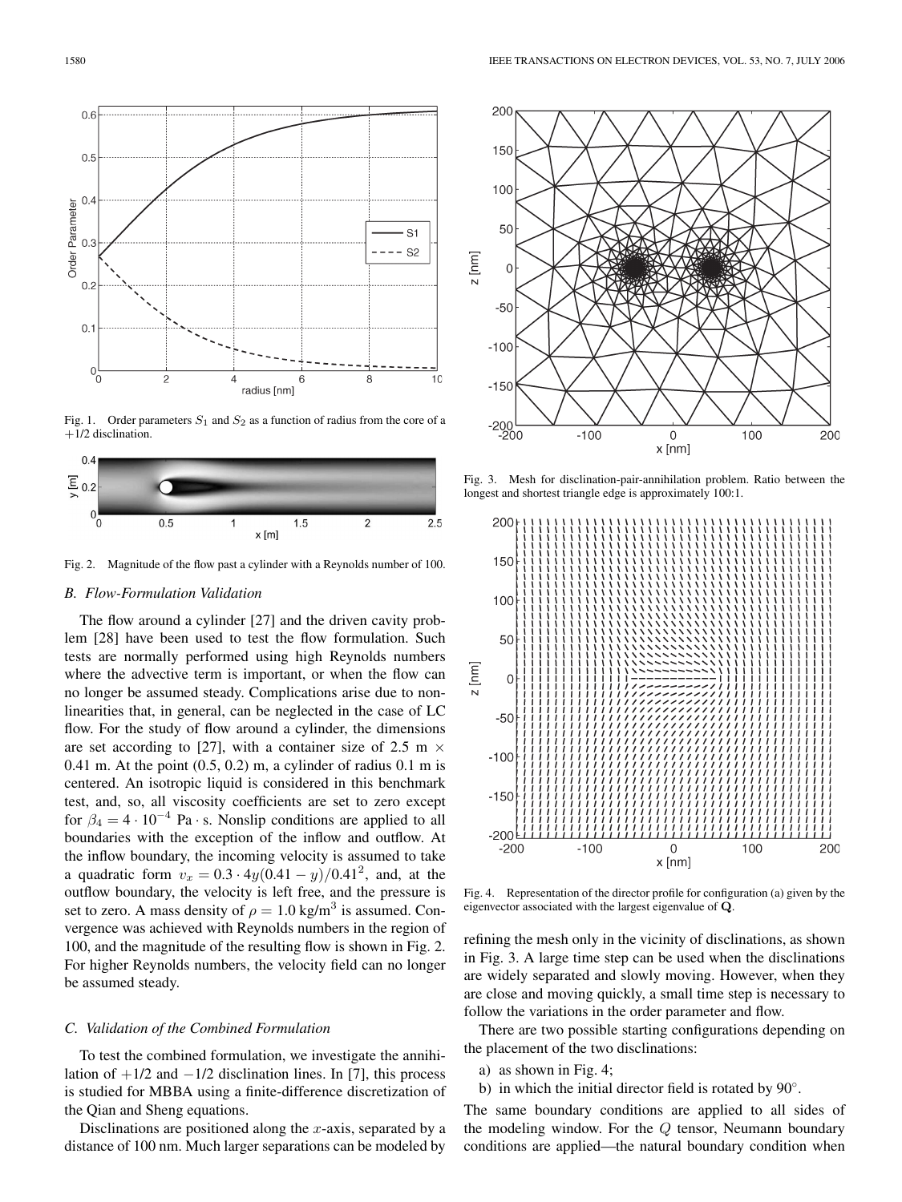Fig. 1. Order parameters $S_1$ and $S_2$ as a function of radius from the core of a $+1/2$ disclination.

Fig. 2. Magnitude of the flow past a cylinder with a Reynolds number of 100.

### B. Flow-Formulation Validation

The flow around a cylinder [27] and the driven cavity problem [28] have been used to test the flow formulation. Such tests are normally performed using high Reynolds numbers where the advective term is important, or when the flow can no longer be assumed steady. Complications arise due to nonlinearities that, in general, can be neglected in the case of LC flow. For the study of flow around a cylinder, the dimensions are set according to [27], with a container size of 2.5 m $\times$ 0.41 m. At the point (0.5, 0.2) m, a cylinder of radius 0.1 m is centered. An isotropic liquid is considered in this benchmark test, and, so, all viscosity coefficients are set to zero except for $\beta_4 = 4 \cdot 10^{-4}$ Pa $\cdot$ s. Nonslip conditions are applied to all boundaries with the exception of the inflow and outflow. At the inflow boundary, the incoming velocity is assumed to take a quadratic form $v_x = 0.3 \cdot 4y(0.41 - y)/0.41^2$, and, at the outflow boundary, the velocity is left free, and the pressure is set to zero. A mass density of $\rho = 1.0$ kg/m$^3$ is assumed. Convergence was achieved with Reynolds numbers in the region of 100, and the magnitude of the resulting flow is shown in Fig. 2. For higher Reynolds numbers, the velocity field can no longer be assumed steady.

### C. Validation of the Combined Formulation

To test the combined formulation, we investigate the annihilation of $+1/2$ and $-1/2$ disclination lines. In [7], this process is studied for MBBA using a finite-difference discretization of the Qian and Sheng equations.

Disclinations are positioned along the $x$-axis, separated by a distance of 100 nm. Much larger separations can be modeled by refining the mesh only in the vicinity of disclinations, as shown in Fig. 3. A large time step can be used when the disclinations are widely separated and slowly moving. However, when they are close and moving quickly, a small time step is necessary to follow the variations in the order parameter and flow.

Fig. 3. Mesh for disclination-pair-annihilation problem. Ratio between the longest and shortest triangle edge is approximately 100:1.

Fig. 4. Representation of the director profile for configuration (a) given by the eigenvector associated with the largest eigenvalue of $\mathbf{Q}$.

There are two possible starting configurations depending on the placement of the two disclinations:

a) as shown in Fig. 4;
b) in which the initial director field is rotated by 90°.

The same boundary conditions are applied to all sides of the modeling window. For the $Q$ tensor, Neumann boundary conditions are applied—the natural boundary condition when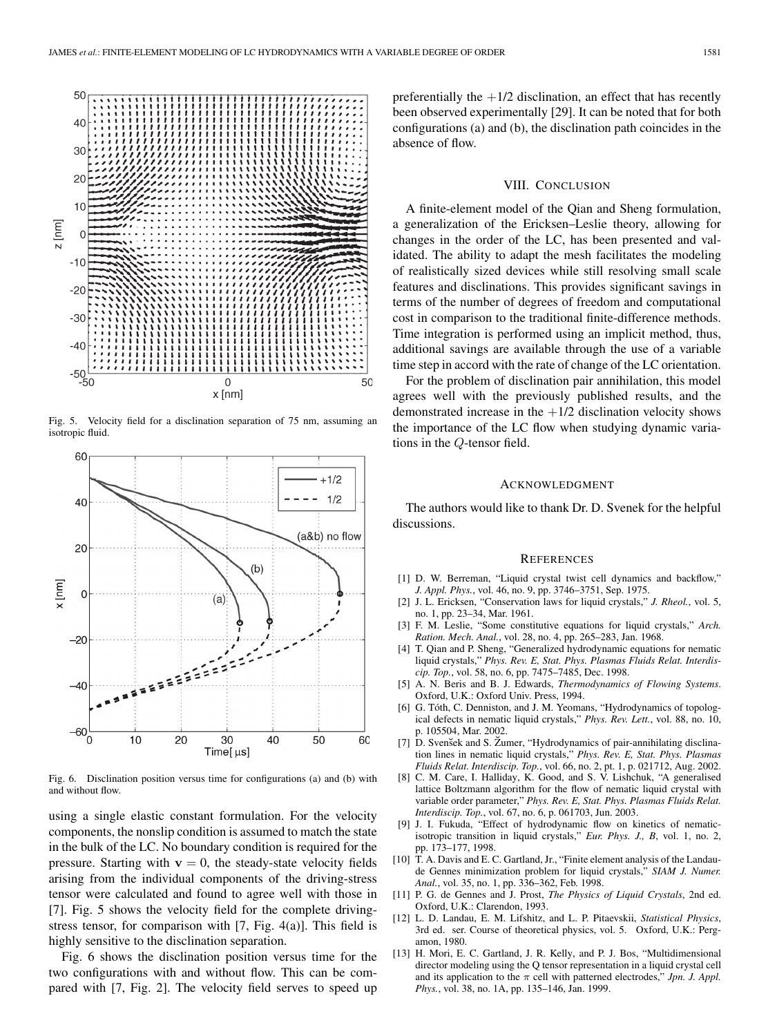Fig. 5. Velocity field for a disclination separation of 75 nm, assuming an isotropic fluid.

Fig. 6. Disclination position versus time for configurations (a) and (b) with and without flow.

using a single elastic constant formulation. For the velocity components, the nonslip condition is assumed to match the state in the bulk of the LC. No boundary condition is required for the pressure. Starting with $\mathbf{v} = 0$, the steady-state velocity fields arising from the individual components of the driving-stress tensor were calculated and found to agree well with those in [7]. Fig. 5 shows the velocity field for the complete driving-stress tensor, for comparison with [7, Fig. 4(a)]. This field is highly sensitive to the disclination separation.

Fig. 6 shows the disclination position versus time for the two configurations with and without flow. This can be compared with [7, Fig. 2]. The velocity field serves to speed up preferentially the $+1/2$ disclination, an effect that has recently been observed experimentally [29]. It can be noted that for both configurations (a) and (b), the disclination path coincides in the absence of flow.

## VIII. Conclusion

A finite-element model of the Qian and Sheng formulation, a generalization of the Ericksen–Leslie theory, allowing for changes in the order of the LC, has been presented and validated. The ability to adapt the mesh facilitates the modeling of realistically sized devices while still resolving small scale features and disclinations. This provides significant savings in terms of the number of degrees of freedom and computational cost in comparison to the traditional finite-difference methods. Time integration is performed using an implicit method, thus, additional savings are available through the use of a variable time step in accord with the rate of change of the LC orientation.

For the problem of disclination pair annihilation, this model agrees well with the previously published results, and the demonstrated increase in the $+1/2$ disclination velocity shows the importance of the LC flow when studying dynamic variations in the $Q$-tensor field.

## Acknowledgment

The authors would like to thank Dr. D. Svenek for the helpful discussions.

## References

[1] D. W. Berreman, "Liquid crystal twist cell dynamics and backflow," *J. Appl. Phys.*, vol. 46, no. 9, pp. 3746–3751, Sep. 1975.

[2] J. L. Ericksen, "Conservation laws for liquid crystals," *J. Rheol.*, vol. 5, no. 1, pp. 23–34, Mar. 1961.

[3] F. M. Leslie, "Some constitutive equations for liquid crystals," *Arch. Ration. Mech. Anal.*, vol. 28, no. 4, pp. 265–283, Jan. 1968.

[4] T. Qian and P. Sheng, "Generalized hydrodynamic equations for nematic liquid crystals," *Phys. Rev. E, Stat. Phys. Plasmas Fluids Relat. Interdiscip. Top.*, vol. 58, no. 6, pp. 7475–7485, Dec. 1998.

[5] A. N. Beris and B. J. Edwards, *Thermodynamics of Flowing Systems*. Oxford, U.K.: Oxford Univ. Press, 1994.

[6] G. Tóth, C. Denniston, and J. M. Yeomans, "Hydrodynamics of topological defects in nematic liquid crystals," *Phys. Rev. Lett.*, vol. 88, no. 10, p. 105504, Mar. 2002.

[7] D. Svenšek and S. Žumer, "Hydrodynamics of pair-annihilating disclination lines in nematic liquid crystals," *Phys. Rev. E, Stat. Phys. Plasmas Fluids Relat. Interdiscip. Top.*, vol. 66, no. 2, pt. 1, p. 021712, Aug. 2002.

[8] C. M. Care, I. Halliday, K. Good, and S. V. Lishchuk, "A generalised lattice Boltzmann algorithm for the flow of nematic liquid crystal with variable order parameter," *Phys. Rev. E, Stat. Phys. Plasmas Fluids Relat. Interdiscip. Top.*, vol. 67, no. 6, p. 061703, Jun. 2003.

[9] J. I. Fukuda, "Effect of hydrodynamic flow on kinetics of nematic-isotropic transition in liquid crystals," *Eur. Phys. J., B*, vol. 1, no. 2, pp. 173–177, 1998.

[10] T. A. Davis and E. C. Gartland, Jr., "Finite element analysis of the Landau-de Gennes minimization problem for liquid crystals," *SIAM J. Numer. Anal.*, vol. 35, no. 1, pp. 336–362, Feb. 1998.

[11] P. G. de Gennes and J. Prost, *The Physics of Liquid Crystals*, 2nd ed. Oxford, U.K.: Clarendon, 1993.

[12] L. D. Landau, E. M. Lifshitz, and L. P. Pitaevskii, *Statistical Physics*, 3rd ed. ser. Course of theoretical physics, vol. 5. Oxford, U.K.: Pergamon, 1980.

[13] H. Mori, E. C. Gartland, J. R. Kelly, and P. J. Bos, "Multidimensional director modeling using the Q tensor representation in a liquid crystal cell and its application to the $\pi$ cell with patterned electrodes," *Jpn. J. Appl. Phys.*, vol. 38, no. 1A, pp. 135–146, Jan. 1999.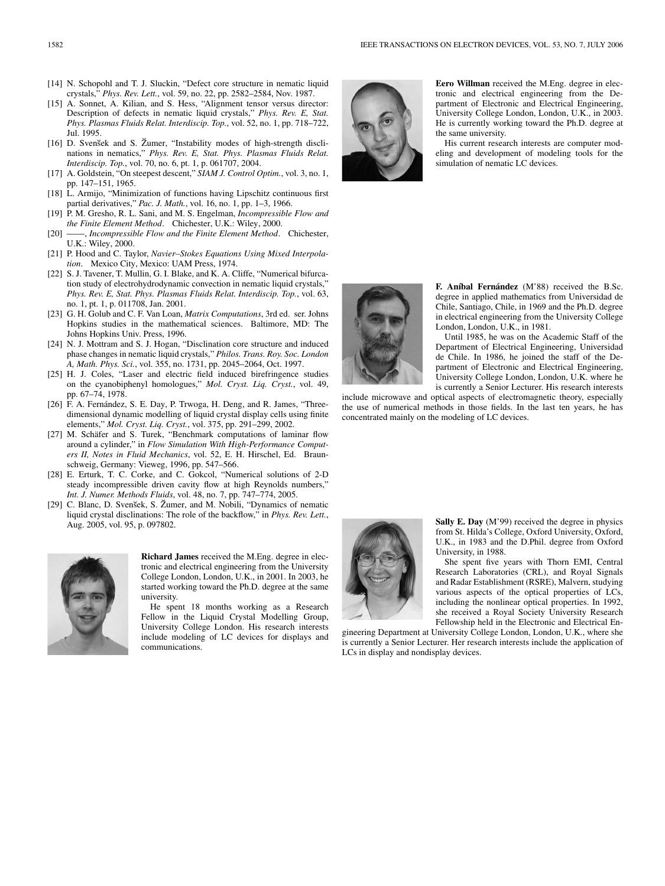[14] N. Schopohl and T. J. Sluckin, "Defect core structure in nematic liquid crystals," *Phys. Rev. Lett.*, vol. 59, no. 22, pp. 2582–2584, Nov. 1987.

[15] A. Sonnet, A. Kilian, and S. Hess, "Alignment tensor versus director: Description of defects in nematic liquid crystals," *Phys. Rev. E, Stat. Phys. Plasmas Fluids Relat. Interdiscip. Top.*, vol. 52, no. 1, pp. 718–722, Jul. 1995.

[16] D. Svenšek and S. Žumer, "Instability modes of high-strength disclinations in nematics," *Phys. Rev. E, Stat. Phys. Plasmas Fluids Relat. Interdiscip. Top.*, vol. 70, no. 6, pt. 1, p. 061707, 2004.

[17] A. Goldstein, "On steepest descent," *SIAM J. Control Optim.*, vol. 3, no. 1, pp. 147–151, 1965.

[18] L. Armijo, "Minimization of functions having Lipschitz continuous first partial derivatives," *Pac. J. Math.*, vol. 16, no. 1, pp. 1–3, 1966.

[19] P. M. Gresho, R. L. Sani, and M. S. Engelman, *Incompressible Flow and the Finite Element Method*. Chichester, U.K.: Wiley, 2000.

[20] ——, *Incompressible Flow and the Finite Element Method*. Chichester, U.K.: Wiley, 2000.

[21] P. Hood and C. Taylor, *Navier–Stokes Equations Using Mixed Interpolation*. Mexico City, Mexico: UAM Press, 1974.

[22] S. J. Tavener, T. Mullin, G. I. Blake, and K. A. Cliffe, "Numerical bifurcation study of electrohydrodynamic convection in nematic liquid crystals," *Phys. Rev. E, Stat. Phys. Plasmas Fluids Relat. Interdiscip. Top.*, vol. 63, no. 1, pt. 1, p. 011708, Jan. 2001.

[23] G. H. Golub and C. F. Van Loan, *Matrix Computations*, 3rd ed. ser. Johns Hopkins studies in the mathematical sciences. Baltimore, MD: The Johns Hopkins Univ. Press, 1996.

[24] N. J. Mottram and S. J. Hogan, "Disclination core structure and induced phase changes in nematic liquid crystals," *Philos. Trans. Roy. Soc. London A, Math. Phys. Sci.*, vol. 355, no. 1731, pp. 2045–2064, Oct. 1997.

[25] H. J. Coles, "Laser and electric field induced birefringence studies on the cyanobiphenyl homologues," *Mol. Cryst. Liq. Cryst.*, vol. 49, pp. 67–74, 1978.

[26] F. A. Fernández, S. E. Day, P. Trwoga, H. Deng, and R. James, "Three-dimensional dynamic modelling of liquid crystal display cells using finite elements," *Mol. Cryst. Liq. Cryst.*, vol. 375, pp. 291–299, 2002.

[27] M. Schäfer and S. Turek, "Benchmark computations of laminar flow around a cylinder," in *Flow Simulation With High-Performance Computers II, Notes in Fluid Mechanics*, vol. 52, E. H. Hirschel, Ed. Braunschweig, Germany: Vieweg, 1996, pp. 547–566.

[28] E. Erturk, T. C. Corke, and C. Gokcol, "Numerical solutions of 2-D steady incompressible driven cavity flow at high Reynolds numbers," *Int. J. Numer. Methods Fluids*, vol. 48, no. 7, pp. 747–774, 2005.

[29] C. Blanc, D. Svenšek, S. Žumer, and M. Nobili, "Dynamics of nematic liquid crystal disclinations: The role of the backflow," in *Phys. Rev. Lett.*, Aug. 2005, vol. 95, p. 097802.

**Richard James** received the M.Eng. degree in electronic and electrical engineering from the University College London, London, U.K., in 2001. In 2003, he started working toward the Ph.D. degree at the same university.

He spent 18 months working as a Research Fellow in the Liquid Crystal Modelling Group, University College London. His research interests include modeling of LC devices for displays and communications.

**Eero Willman** received the M.Eng. degree in electronic and electrical engineering from the Department of Electronic and Electrical Engineering, University College London, London, U.K., in 2003. He is currently working toward the Ph.D. degree at the same university.

His current research interests are computer modeling and development of modeling tools for the simulation of nematic LC devices.

**F. Aníbal Fernández** (M'88) received the B.Sc. degree in applied mathematics from Universidad de Chile, Santiago, Chile, in 1969 and the Ph.D. degree in electrical engineering from the University College London, London, U.K., in 1981.

Until 1985, he was on the Academic Staff of the Department of Electrical Engineering, Universidad de Chile. In 1986, he joined the staff of the Department of Electronic and Electrical Engineering, University College London, London, U.K. where he is currently a Senior Lecturer. His research interests include microwave and optical aspects of electromagnetic theory, especially the use of numerical methods in those fields. In the last ten years, he has concentrated mainly on the modeling of LC devices.

**Sally E. Day** (M'99) received the degree in physics from St. Hilda's College, Oxford University, Oxford, U.K., in 1983 and the D.Phil. degree from Oxford University, in 1988.

She spent five years with Thorn EMI, Central Research Laboratories (CRL), and Royal Signals and Radar Establishment (RSRE), Malvern, studying various aspects of the optical properties of LCs, including the nonlinear optical properties. In 1992, she received a Royal Society University Research Fellowship held in the Electronic and Electrical Engineering Department at University College London, London, U.K., where she is currently a Senior Lecturer. Her research interests include the application of LCs in display and nondisplay devices.